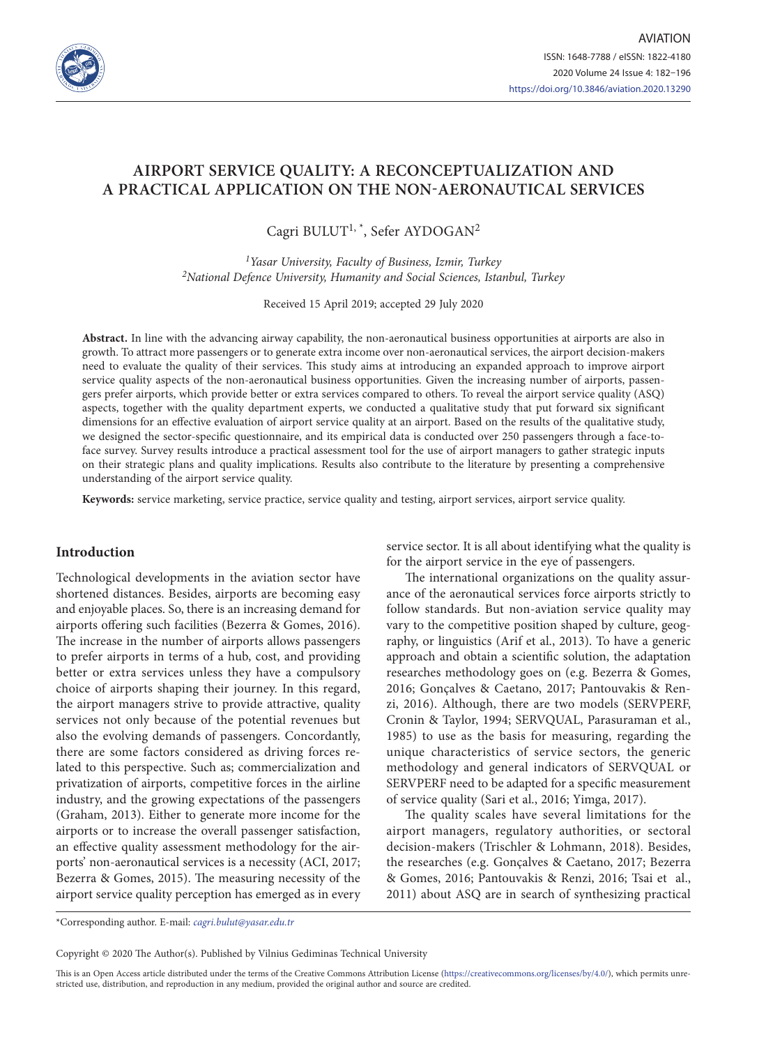# AIRPORT SERVICE QUALITY: A RECONCEPTUALIZATION AND A PRACTICAL APPLICATION ON THE NON-AERONAUTICAL SERVICES

Cagri BULUT[1, *], Sefer AYDOGAN[2]

*[1]Yasar University, Faculty of Business, Izmir, Turkey*
*[2]National Defence University, Humanity and Social Sciences, Istanbul, Turkey*

Received 15 April 2019; accepted 29 July 2020

**Abstract.** In line with the advancing airway capability, the non-aeronautical business opportunities at airports are also in growth. To attract more passengers or to generate extra income over non-aeronautical services, the airport decision-makers need to evaluate the quality of their services. This study aims at introducing an expanded approach to improve airport service quality aspects of the non-aeronautical business opportunities. Given the increasing number of airports, passengers prefer airports, which provide better or extra services compared to others. To reveal the airport service quality (ASQ) aspects, together with the quality department experts, we conducted a qualitative study that put forward six significant dimensions for an effective evaluation of airport service quality at an airport. Based on the results of the qualitative study, we designed the sector-specific questionnaire, and its empirical data is conducted over 250 passengers through a face-to-face survey. Survey results introduce a practical assessment tool for the use of airport managers to gather strategic inputs on their strategic plans and quality implications. Results also contribute to the literature by presenting a comprehensive understanding of the airport service quality.

**Keywords:** service marketing, service practice, service quality and testing, airport services, airport service quality.

## Introduction

Technological developments in the aviation sector have shortened distances. Besides, airports are becoming easy and enjoyable places. So, there is an increasing demand for airports offering such facilities (Bezerra & Gomes, 2016). The increase in the number of airports allows passengers to prefer airports in terms of a hub, cost, and providing better or extra services unless they have a compulsory choice of airports shaping their journey. In this regard, the airport managers strive to provide attractive, quality services not only because of the potential revenues but also the evolving demands of passengers. Concordantly, there are some factors considered as driving forces related to this perspective. Such as; commercialization and privatization of airports, competitive forces in the airline industry, and the growing expectations of the passengers (Graham, 2013). Either to generate more income for the airports or to increase the overall passenger satisfaction, an effective quality assessment methodology for the airports' non-aeronautical services is a necessity (ACI, 2017; Bezerra & Gomes, 2015). The measuring necessity of the airport service quality perception has emerged as in every service sector. It is all about identifying what the quality is for the airport service in the eye of passengers.

The international organizations on the quality assurance of the aeronautical services force airports strictly to follow standards. But non-aviation service quality may vary to the competitive position shaped by culture, geography, or linguistics (Arif et al., 2013). To have a generic approach and obtain a scientific solution, the adaptation researches methodology goes on (e.g. Bezerra & Gomes, 2016; Gonçalves & Caetano, 2017; Pantouvakis & Renzi, 2016). Although, there are two models (SERVPERF, Cronin & Taylor, 1994; SERVQUAL, Parasuraman et al., 1985) to use as the basis for measuring, regarding the unique characteristics of service sectors, the generic methodology and general indicators of SERVQUAL or SERVPERF need to be adapted for a specific measurement of service quality (Sari et al., 2016; Yimga, 2017).

The quality scales have several limitations for the airport managers, regulatory authorities, or sectoral decision-makers (Trischler & Lohmann, 2018). Besides, the researches (e.g. Gonçalves & Caetano, 2017; Bezerra & Gomes, 2016; Pantouvakis & Renzi, 2016; Tsai et al., 2011) about ASQ are in search of synthesizing practical

*Corresponding author. E-mail: *cagri.bulut@yasar.edu.tr*

Copyright © 2020 The Author(s). Published by Vilnius Gediminas Technical University

This is an Open Access article distributed under the terms of the Creative Commons Attribution License (https://creativecommons.org/licenses/by/4.0/), which permits unrestricted use, distribution, and reproduction in any medium, provided the original author and source are credited.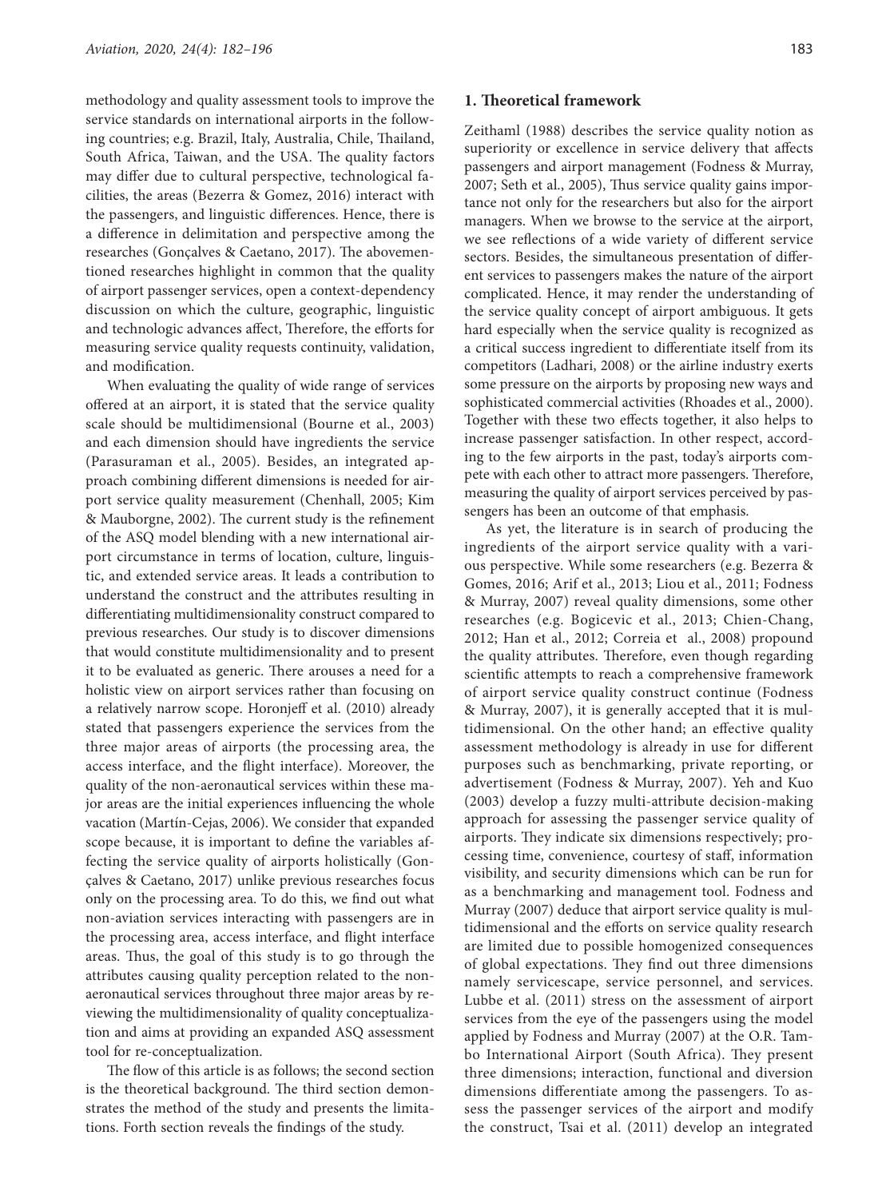methodology and quality assessment tools to improve the service standards on international airports in the following countries; e.g. Brazil, Italy, Australia, Chile, Thailand, South Africa, Taiwan, and the USA. The quality factors may differ due to cultural perspective, technological facilities, the areas (Bezerra & Gomez, 2016) interact with the passengers, and linguistic differences. Hence, there is a difference in delimitation and perspective among the researches (Gonçalves & Caetano, 2017). The abovementioned researches highlight in common that the quality of airport passenger services, open a context-dependency discussion on which the culture, geographic, linguistic and technologic advances affect, Therefore, the efforts for measuring service quality requests continuity, validation, and modification.

When evaluating the quality of wide range of services offered at an airport, it is stated that the service quality scale should be multidimensional (Bourne et al., 2003) and each dimension should have ingredients the service (Parasuraman et al., 2005). Besides, an integrated approach combining different dimensions is needed for airport service quality measurement (Chenhall, 2005; Kim & Mauborgne, 2002). The current study is the refinement of the ASQ model blending with a new international airport circumstance in terms of location, culture, linguistic, and extended service areas. It leads a contribution to understand the construct and the attributes resulting in differentiating multidimensionality construct compared to previous researches. Our study is to discover dimensions that would constitute multidimensionality and to present it to be evaluated as generic. There arouses a need for a holistic view on airport services rather than focusing on a relatively narrow scope. Horonjeff et al. (2010) already stated that passengers experience the services from the three major areas of airports (the processing area, the access interface, and the flight interface). Moreover, the quality of the non-aeronautical services within these major areas are the initial experiences influencing the whole vacation (Martín-Cejas, 2006). We consider that expanded scope because, it is important to define the variables affecting the service quality of airports holistically (Gonçalves & Caetano, 2017) unlike previous researches focus only on the processing area. To do this, we find out what non-aviation services interacting with passengers are in the processing area, access interface, and flight interface areas. Thus, the goal of this study is to go through the attributes causing quality perception related to the non-aeronautical services throughout three major areas by reviewing the multidimensionality of quality conceptualization and aims at providing an expanded ASQ assessment tool for re-conceptualization.

The flow of this article is as follows; the second section is the theoretical background. The third section demonstrates the method of the study and presents the limitations. Forth section reveals the findings of the study.

## 1. Theoretical framework

Zeithaml (1988) describes the service quality notion as superiority or excellence in service delivery that affects passengers and airport management (Fodness & Murray, 2007; Seth et al., 2005), Thus service quality gains importance not only for the researchers but also for the airport managers. When we browse to the service at the airport, we see reflections of a wide variety of different service sectors. Besides, the simultaneous presentation of different services to passengers makes the nature of the airport complicated. Hence, it may render the understanding of the service quality concept of airport ambiguous. It gets hard especially when the service quality is recognized as a critical success ingredient to differentiate itself from its competitors (Ladhari, 2008) or the airline industry exerts some pressure on the airports by proposing new ways and sophisticated commercial activities (Rhoades et al., 2000). Together with these two effects together, it also helps to increase passenger satisfaction. In other respect, according to the few airports in the past, today's airports compete with each other to attract more passengers. Therefore, measuring the quality of airport services perceived by passengers has been an outcome of that emphasis.

As yet, the literature is in search of producing the ingredients of the airport service quality with a various perspective. While some researchers (e.g. Bezerra & Gomes, 2016; Arif et al., 2013; Liou et al., 2011; Fodness & Murray, 2007) reveal quality dimensions, some other researches (e.g. Bogicevic et al., 2013; Chien-Chang, 2012; Han et al., 2012; Correia et al., 2008) propound the quality attributes. Therefore, even though regarding scientific attempts to reach a comprehensive framework of airport service quality construct continue (Fodness & Murray, 2007), it is generally accepted that it is multidimensional. On the other hand; an effective quality assessment methodology is already in use for different purposes such as benchmarking, private reporting, or advertisement (Fodness & Murray, 2007). Yeh and Kuo (2003) develop a fuzzy multi-attribute decision-making approach for assessing the passenger service quality of airports. They indicate six dimensions respectively; processing time, convenience, courtesy of staff, information visibility, and security dimensions which can be run for as a benchmarking and management tool. Fodness and Murray (2007) deduce that airport service quality is multidimensional and the efforts on service quality research are limited due to possible homogenized consequences of global expectations. They find out three dimensions namely servicescape, service personnel, and services. Lubbe et al. (2011) stress on the assessment of airport services from the eye of the passengers using the model applied by Fodness and Murray (2007) at the O.R. Tambo International Airport (South Africa). They present three dimensions; interaction, functional and diversion dimensions differentiate among the passengers. To assess the passenger services of the airport and modify the construct, Tsai et al. (2011) develop an integrated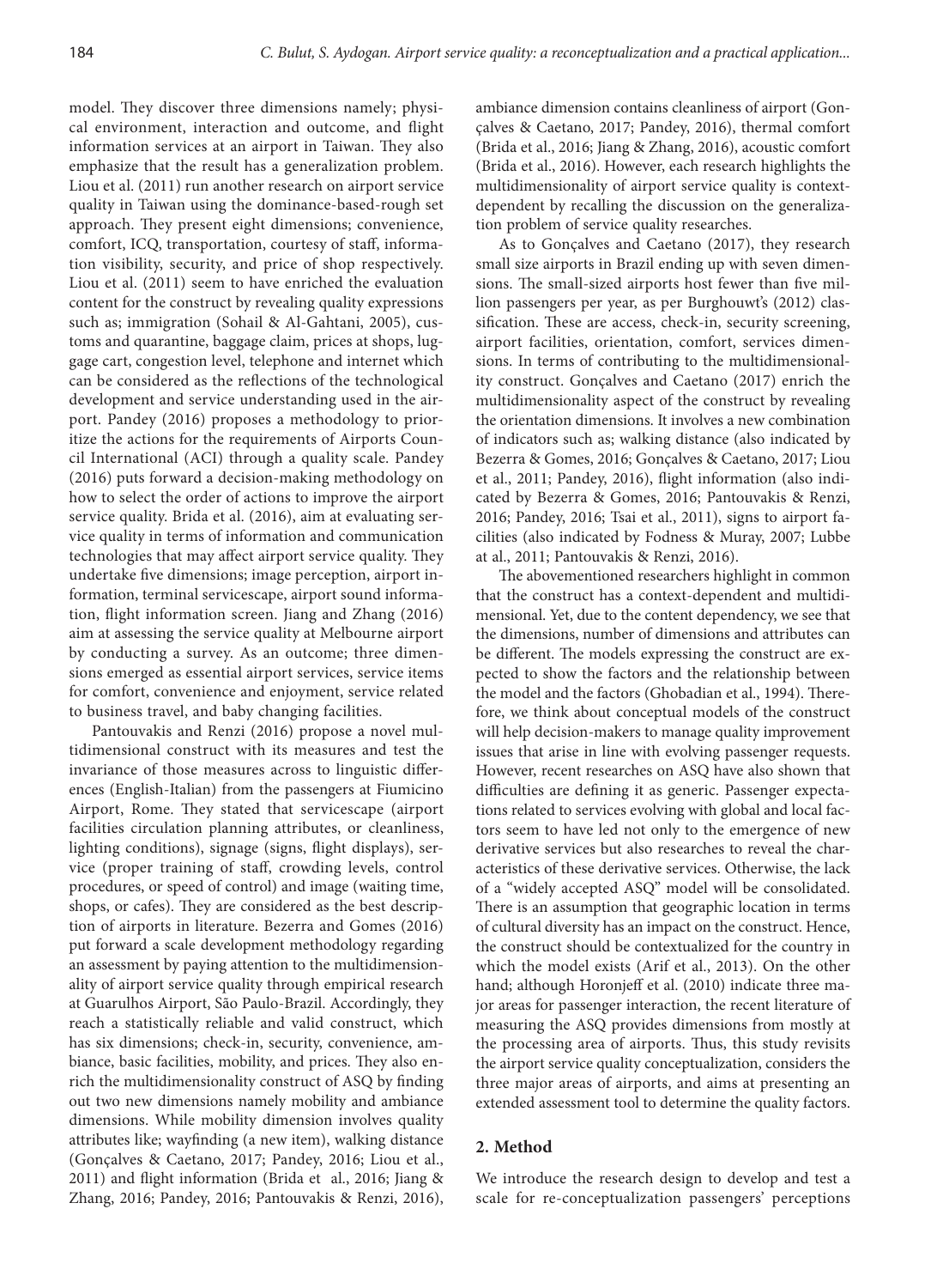model. They discover three dimensions namely; physical environment, interaction and outcome, and flight information services at an airport in Taiwan. They also emphasize that the result has a generalization problem. Liou et al. (2011) run another research on airport service quality in Taiwan using the dominance-based-rough set approach. They present eight dimensions; convenience, comfort, ICQ, transportation, courtesy of staff, information visibility, security, and price of shop respectively. Liou et al. (2011) seem to have enriched the evaluation content for the construct by revealing quality expressions such as; immigration (Sohail & Al-Gahtani, 2005), customs and quarantine, baggage claim, prices at shops, luggage cart, congestion level, telephone and internet which can be considered as the reflections of the technological development and service understanding used in the airport. Pandey (2016) proposes a methodology to prioritize the actions for the requirements of Airports Council International (ACI) through a quality scale. Pandey (2016) puts forward a decision-making methodology on how to select the order of actions to improve the airport service quality. Brida et al. (2016), aim at evaluating service quality in terms of information and communication technologies that may affect airport service quality. They undertake five dimensions; image perception, airport information, terminal servicescape, airport sound information, flight information screen. Jiang and Zhang (2016) aim at assessing the service quality at Melbourne airport by conducting a survey. As an outcome; three dimensions emerged as essential airport services, service items for comfort, convenience and enjoyment, service related to business travel, and baby changing facilities.

Pantouvakis and Renzi (2016) propose a novel multidimensional construct with its measures and test the invariance of those measures across to linguistic differences (English-Italian) from the passengers at Fiumicino Airport, Rome. They stated that servicescape (airport facilities circulation planning attributes, or cleanliness, lighting conditions), signage (signs, flight displays), service (proper training of staff, crowding levels, control procedures, or speed of control) and image (waiting time, shops, or cafes). They are considered as the best description of airports in literature. Bezerra and Gomes (2016) put forward a scale development methodology regarding an assessment by paying attention to the multidimensionality of airport service quality through empirical research at Guarulhos Airport, São Paulo-Brazil. Accordingly, they reach a statistically reliable and valid construct, which has six dimensions; check-in, security, convenience, ambiance, basic facilities, mobility, and prices. They also enrich the multidimensionality construct of ASQ by finding out two new dimensions namely mobility and ambiance dimensions. While mobility dimension involves quality attributes like; wayfinding (a new item), walking distance (Gonçalves & Caetano, 2017; Pandey, 2016; Liou et al., 2011) and flight information (Brida et al., 2016; Jiang & Zhang, 2016; Pandey, 2016; Pantouvakis & Renzi, 2016), ambiance dimension contains cleanliness of airport (Gonçalves & Caetano, 2017; Pandey, 2016), thermal comfort (Brida et al., 2016; Jiang & Zhang, 2016), acoustic comfort (Brida et al., 2016). However, each research highlights the multidimensionality of airport service quality is context-dependent by recalling the discussion on the generalization problem of service quality researches.

As to Gonçalves and Caetano (2017), they research small size airports in Brazil ending up with seven dimensions. The small-sized airports host fewer than five million passengers per year, as per Burghouwt's (2012) classification. These are access, check-in, security screening, airport facilities, orientation, comfort, services dimensions. In terms of contributing to the multidimensionality construct. Gonçalves and Caetano (2017) enrich the multidimensionality aspect of the construct by revealing the orientation dimensions. It involves a new combination of indicators such as; walking distance (also indicated by Bezerra & Gomes, 2016; Gonçalves & Caetano, 2017; Liou et al., 2011; Pandey, 2016), flight information (also indicated by Bezerra & Gomes, 2016; Pantouvakis & Renzi, 2016; Pandey, 2016; Tsai et al., 2011), signs to airport facilities (also indicated by Fodness & Muray, 2007; Lubbe at al., 2011; Pantouvakis & Renzi, 2016).

The abovementioned researchers highlight in common that the construct has a context-dependent and multidimensional. Yet, due to the content dependency, we see that the dimensions, number of dimensions and attributes can be different. The models expressing the construct are expected to show the factors and the relationship between the model and the factors (Ghobadian et al., 1994). Therefore, we think about conceptual models of the construct will help decision-makers to manage quality improvement issues that arise in line with evolving passenger requests. However, recent researches on ASQ have also shown that difficulties are defining it as generic. Passenger expectations related to services evolving with global and local factors seem to have led not only to the emergence of new derivative services but also researches to reveal the characteristics of these derivative services. Otherwise, the lack of a "widely accepted ASQ" model will be consolidated. There is an assumption that geographic location in terms of cultural diversity has an impact on the construct. Hence, the construct should be contextualized for the country in which the model exists (Arif et al., 2013). On the other hand; although Horonjeff et al. (2010) indicate three major areas for passenger interaction, the recent literature of measuring the ASQ provides dimensions from mostly at the processing area of airports. Thus, this study revisits the airport service quality conceptualization, considers the three major areas of airports, and aims at presenting an extended assessment tool to determine the quality factors.

## 2. Method

We introduce the research design to develop and test a scale for re-conceptualization passengers' perceptions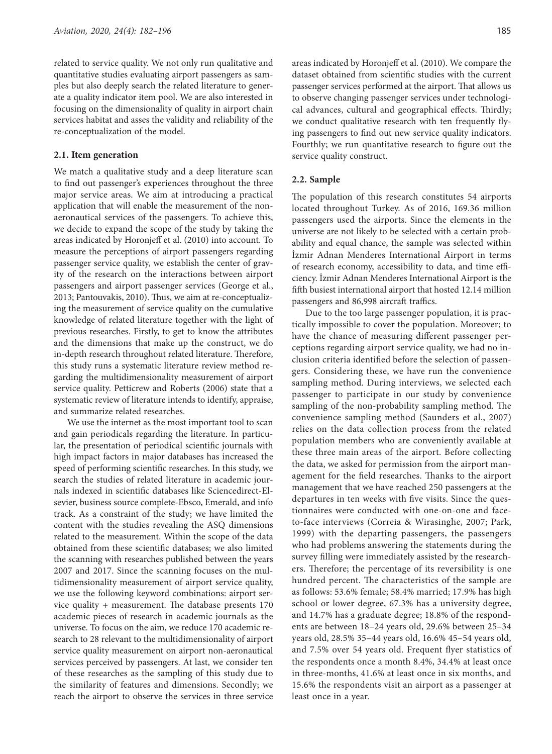related to service quality. We not only run qualitative and quantitative studies evaluating airport passengers as samples but also deeply search the related literature to generate a quality indicator item pool. We are also interested in focusing on the dimensionality of quality in airport chain services habitat and asses the validity and reliability of the re-conceptualization of the model.

### 2.1. Item generation

We match a qualitative study and a deep literature scan to find out passenger's experiences throughout the three major service areas. We aim at introducing a practical application that will enable the measurement of the non-aeronautical services of the passengers. To achieve this, we decide to expand the scope of the study by taking the areas indicated by Horonjeff et al. (2010) into account. To measure the perceptions of airport passengers regarding passenger service quality, we establish the center of gravity of the research on the interactions between airport passengers and airport passenger services (George et al., 2013; Pantouvakis, 2010). Thus, we aim at re-conceptualizing the measurement of service quality on the cumulative knowledge of related literature together with the light of previous researches. Firstly, to get to know the attributes and the dimensions that make up the construct, we do in-depth research throughout related literature. Therefore, this study runs a systematic literature review method regarding the multidimensionality measurement of airport service quality. Petticrew and Roberts (2006) state that a systematic review of literature intends to identify, appraise, and summarize related researches.

We use the internet as the most important tool to scan and gain periodicals regarding the literature. In particular, the presentation of periodical scientific journals with high impact factors in major databases has increased the speed of performing scientific researches. In this study, we search the studies of related literature in academic journals indexed in scientific databases like Sciencedirect-Elsevier, business source complete-Ebsco, Emerald, and info track. As a constraint of the study; we have limited the content with the studies revealing the ASQ dimensions related to the measurement. Within the scope of the data obtained from these scientific databases; we also limited the scanning with researches published between the years 2007 and 2017. Since the scanning focuses on the multidimensionality measurement of airport service quality, we use the following keyword combinations: airport service quality + measurement. The database presents 170 academic pieces of research in academic journals as the universe. To focus on the aim, we reduce 170 academic research to 28 relevant to the multidimensionality of airport service quality measurement on airport non-aeronautical services perceived by passengers. At last, we consider ten of these researches as the sampling of this study due to the similarity of features and dimensions. Secondly; we reach the airport to observe the services in three service areas indicated by Horonjeff et al. (2010). We compare the dataset obtained from scientific studies with the current passenger services performed at the airport. That allows us to observe changing passenger services under technological advances, cultural and geographical effects. Thirdly; we conduct qualitative research with ten frequently flying passengers to find out new service quality indicators. Fourthly; we run quantitative research to figure out the service quality construct.

### 2.2. Sample

The population of this research constitutes 54 airports located throughout Turkey. As of 2016, 169.36 million passengers used the airports. Since the elements in the universe are not likely to be selected with a certain probability and equal chance, the sample was selected within İzmir Adnan Menderes International Airport in terms of research economy, accessibility to data, and time efficiency. İzmir Adnan Menderes International Airport is the fifth busiest international airport that hosted 12.14 million passengers and 86,998 aircraft traffics.

Due to the too large passenger population, it is practically impossible to cover the population. Moreover; to have the chance of measuring different passenger perceptions regarding airport service quality, we had no inclusion criteria identified before the selection of passengers. Considering these, we have run the convenience sampling method. During interviews, we selected each passenger to participate in our study by convenience sampling of the non-probability sampling method. The convenience sampling method (Saunders et al., 2007) relies on the data collection process from the related population members who are conveniently available at these three main areas of the airport. Before collecting the data, we asked for permission from the airport management for the field researches. Thanks to the airport management that we have reached 250 passengers at the departures in ten weeks with five visits. Since the questionnaires were conducted with one-on-one and face-to-face interviews (Correia & Wirasinghe, 2007; Park, 1999) with the departing passengers, the passengers who had problems answering the statements during the survey filling were immediately assisted by the researchers. Therefore; the percentage of its reversibility is one hundred percent. The characteristics of the sample are as follows: 53.6% female; 58.4% married; 17.9% has high school or lower degree, 67.3% has a university degree, and 14.7% has a graduate degree; 18.8% of the respondents are between 18–24 years old, 29.6% between 25–34 years old, 28.5% 35–44 years old, 16.6% 45–54 years old, and 7.5% over 54 years old. Frequent flyer statistics of the respondents once a month 8.4%, 34.4% at least once in three-months, 41.6% at least once in six months, and 15.6% the respondents visit an airport as a passenger at least once in a year.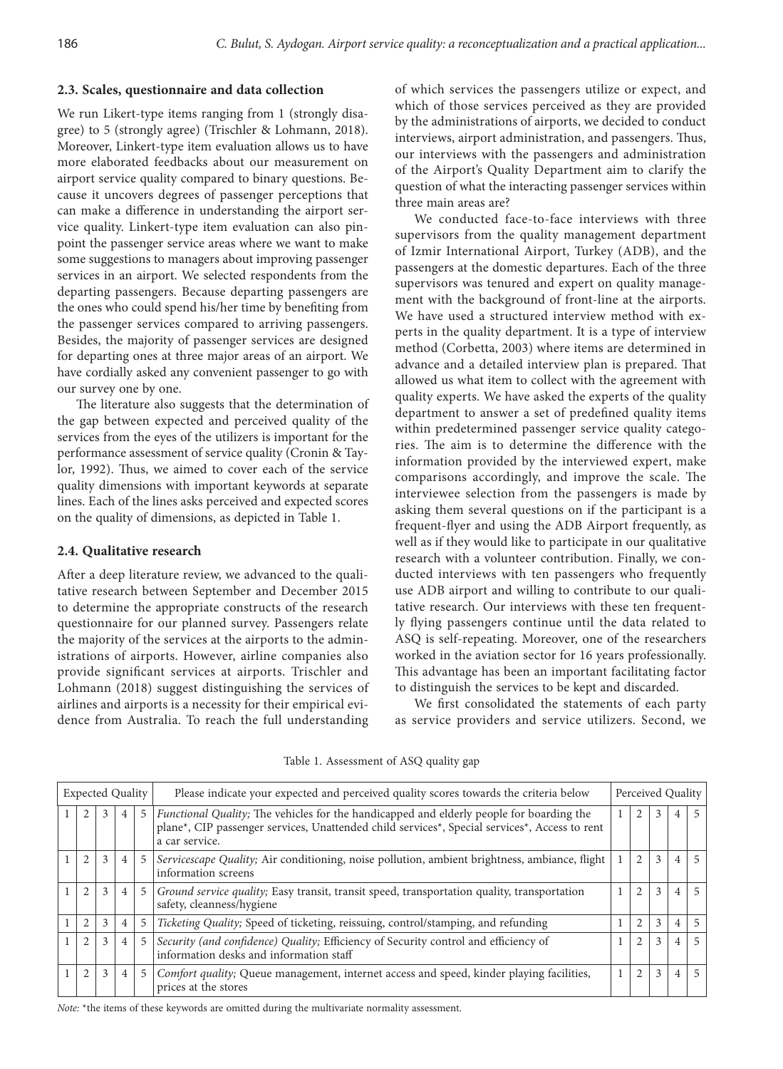### 2.3. Scales, questionnaire and data collection

We run Likert-type items ranging from 1 (strongly disagree) to 5 (strongly agree) (Trischler & Lohmann, 2018). Moreover, Linkert-type item evaluation allows us to have more elaborated feedbacks about our measurement on airport service quality compared to binary questions. Because it uncovers degrees of passenger perceptions that can make a difference in understanding the airport service quality. Linkert-type item evaluation can also pinpoint the passenger service areas where we want to make some suggestions to managers about improving passenger services in an airport. We selected respondents from the departing passengers. Because departing passengers are the ones who could spend his/her time by benefiting from the passenger services compared to arriving passengers. Besides, the majority of passenger services are designed for departing ones at three major areas of an airport. We have cordially asked any convenient passenger to go with our survey one by one.

The literature also suggests that the determination of the gap between expected and perceived quality of the services from the eyes of the utilizers is important for the performance assessment of service quality (Cronin & Taylor, 1992). Thus, we aimed to cover each of the service quality dimensions with important keywords at separate lines. Each of the lines asks perceived and expected scores on the quality of dimensions, as depicted in Table 1.

### 2.4. Qualitative research

After a deep literature review, we advanced to the qualitative research between September and December 2015 to determine the appropriate constructs of the research questionnaire for our planned survey. Passengers relate the majority of the services at the airports to the administrations of airports. However, airline companies also provide significant services at airports. Trischler and Lohmann (2018) suggest distinguishing the services of airlines and airports is a necessity for their empirical evidence from Australia. To reach the full understanding of which services the passengers utilize or expect, and which of those services perceived as they are provided by the administrations of airports, we decided to conduct interviews, airport administration, and passengers. Thus, our interviews with the passengers and administration of the Airport's Quality Department aim to clarify the question of what the interacting passenger services within three main areas are?

We conducted face-to-face interviews with three supervisors from the quality management department of Izmir International Airport, Turkey (ADB), and the passengers at the domestic departures. Each of the three supervisors was tenured and expert on quality management with the background of front-line at the airports. We have used a structured interview method with experts in the quality department. It is a type of interview method (Corbetta, 2003) where items are determined in advance and a detailed interview plan is prepared. That allowed us what item to collect with the agreement with quality experts. We have asked the experts of the quality department to answer a set of predefined quality items within predetermined passenger service quality categories. The aim is to determine the difference with the information provided by the interviewed expert, make comparisons accordingly, and improve the scale. The interviewee selection from the passengers is made by asking them several questions on if the participant is a frequent-flyer and using the ADB Airport frequently, as well as if they would like to participate in our qualitative research with a volunteer contribution. Finally, we conducted interviews with ten passengers who frequently use ADB airport and willing to contribute to our qualitative research. Our interviews with these ten frequently flying passengers continue until the data related to ASQ is self-repeating. Moreover, one of the researchers worked in the aviation sector for 16 years professionally. This advantage has been an important facilitating factor to distinguish the services to be kept and discarded.

We first consolidated the statements of each party as service providers and service utilizers. Second, we

Table 1. Assessment of ASQ quality gap

| Expected Quality | | | | | Please indicate your expected and perceived quality scores towards the criteria below | Perceived Quality | | | | |
|---|---|---|---|---|---|---|---|---|---|---|
| 1 | 2 | 3 | 4 | 5 | *Functional Quality;* The vehicles for the handicapped and elderly people for boarding the plane*, CIP passenger services, Unattended child services*, Special services*, Access to rent a car service. | 1 | 2 | 3 | 4 | 5 |
| 1 | 2 | 3 | 4 | 5 | *Servicescape Quality;* Air conditioning, noise pollution, ambient brightness, ambiance, flight information screens | 1 | 2 | 3 | 4 | 5 |
| 1 | 2 | 3 | 4 | 5 | *Ground service quality;* Easy transit, transit speed, transportation quality, transportation safety, cleanness/hygiene | 1 | 2 | 3 | 4 | 5 |
| 1 | 2 | 3 | 4 | 5 | *Ticketing Quality;* Speed of ticketing, reissuing, control/stamping, and refunding | 1 | 2 | 3 | 4 | 5 |
| 1 | 2 | 3 | 4 | 5 | *Security (and confidence) Quality;* Efficiency of Security control and efficiency of information desks and information staff | 1 | 2 | 3 | 4 | 5 |
| 1 | 2 | 3 | 4 | 5 | *Comfort quality;* Queue management, internet access and speed, kinder playing facilities, prices at the stores | 1 | 2 | 3 | 4 | 5 |

*Note:* *the items of these keywords are omitted during the multivariate normality assessment.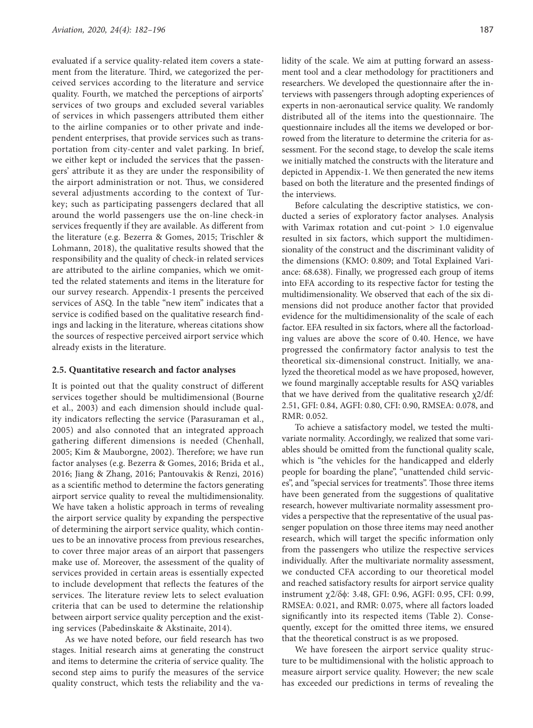evaluated if a service quality-related item covers a statement from the literature. Third, we categorized the perceived services according to the literature and service quality. Fourth, we matched the perceptions of airports' services of two groups and excluded several variables of services in which passengers attributed them either to the airline companies or to other private and independent enterprises, that provide services such as transportation from city-center and valet parking. In brief, we either kept or included the services that the passengers' attribute it as they are under the responsibility of the airport administration or not. Thus, we considered several adjustments according to the context of Turkey; such as participating passengers declared that all around the world passengers use the on-line check-in services frequently if they are available. As different from the literature (e.g. Bezerra & Gomes, 2015; Trischler & Lohmann, 2018), the qualitative results showed that the responsibility and the quality of check-in related services are attributed to the airline companies, which we omitted the related statements and items in the literature for our survey research. Appendix-1 presents the perceived services of ASQ. In the table "new item" indicates that a service is codified based on the qualitative research findings and lacking in the literature, whereas citations show the sources of respective perceived airport service which already exists in the literature.

## 2.5. Quantitative research and factor analyses

It is pointed out that the quality construct of different services together should be multidimensional (Bourne et al., 2003) and each dimension should include quality indicators reflecting the service (Parasuraman et al., 2005) and also connoted that an integrated approach gathering different dimensions is needed (Chenhall, 2005; Kim & Mauborgne, 2002). Therefore; we have run factor analyses (e.g. Bezerra & Gomes, 2016; Brida et al., 2016; Jiang & Zhang, 2016; Pantouvakis & Renzi, 2016) as a scientific method to determine the factors generating airport service quality to reveal the multidimensionality. We have taken a holistic approach in terms of revealing the airport service quality by expanding the perspective of determining the airport service quality, which continues to be an innovative process from previous researches, to cover three major areas of an airport that passengers make use of. Moreover, the assessment of the quality of services provided in certain areas is essentially expected to include development that reflects the features of the services. The literature review lets to select evaluation criteria that can be used to determine the relationship between airport service quality perception and the existing services (Pabedinskaite & Akstinaite, 2014).

As we have noted before, our field research has two stages. Initial research aims at generating the construct and items to determine the criteria of service quality. The second step aims to purify the measures of the service quality construct, which tests the reliability and the validity of the scale. We aim at putting forward an assessment tool and a clear methodology for practitioners and researchers. We developed the questionnaire after the interviews with passengers through adopting experiences of experts in non-aeronautical service quality. We randomly distributed all of the items into the questionnaire. The questionnaire includes all the items we developed or borrowed from the literature to determine the criteria for assessment. For the second stage, to develop the scale items we initially matched the constructs with the literature and depicted in Appendix-1. We then generated the new items based on both the literature and the presented findings of the interviews.

Before calculating the descriptive statistics, we conducted a series of exploratory factor analyses. Analysis with Varimax rotation and cut-point > 1.0 eigenvalue resulted in six factors, which support the multidimensionality of the construct and the discriminant validity of the dimensions (KMO: 0.809; and Total Explained Variance: 68.638). Finally, we progressed each group of items into EFA according to its respective factor for testing the multidimensionality. We observed that each of the six dimensions did not produce another factor that provided evidence for the multidimensionality of the scale of each factor. EFA resulted in six factors, where all the factorloading values are above the score of 0.40. Hence, we have progressed the confirmatory factor analysis to test the theoretical six-dimensional construct. Initially, we analyzed the theoretical model as we have proposed, however, we found marginally acceptable results for ASQ variables that we have derived from the qualitative research $\chi 2$/df: 2.51, GFI: 0.84, AGFI: 0.80, CFI: 0.90, RMSEA: 0.078, and RMR: 0.052.

To achieve a satisfactory model, we tested the multivariate normality. Accordingly, we realized that some variables should be omitted from the functional quality scale, which is "the vehicles for the handicapped and elderly people for boarding the plane", "unattended child services", and "special services for treatments". Those three items have been generated from the suggestions of qualitative research, however multivariate normality assessment provides a perspective that the representative of the usual passenger population on those three items may need another research, which will target the specific information only from the passengers who utilize the respective services individually. After the multivariate normality assessment, we conducted CFA according to our theoretical model and reached satisfactory results for airport service quality instrument $\chi 2/\delta\phi$: 3.48, GFI: 0.96, AGFI: 0.95, CFI: 0.99, RMSEA: 0.021, and RMR: 0.075, where all factors loaded significantly into its respected items (Table 2). Consequently, except for the omitted three items, we ensured that the theoretical construct is as we proposed.

We have foreseen the airport service quality structure to be multidimensional with the holistic approach to measure airport service quality. However; the new scale has exceeded our predictions in terms of revealing the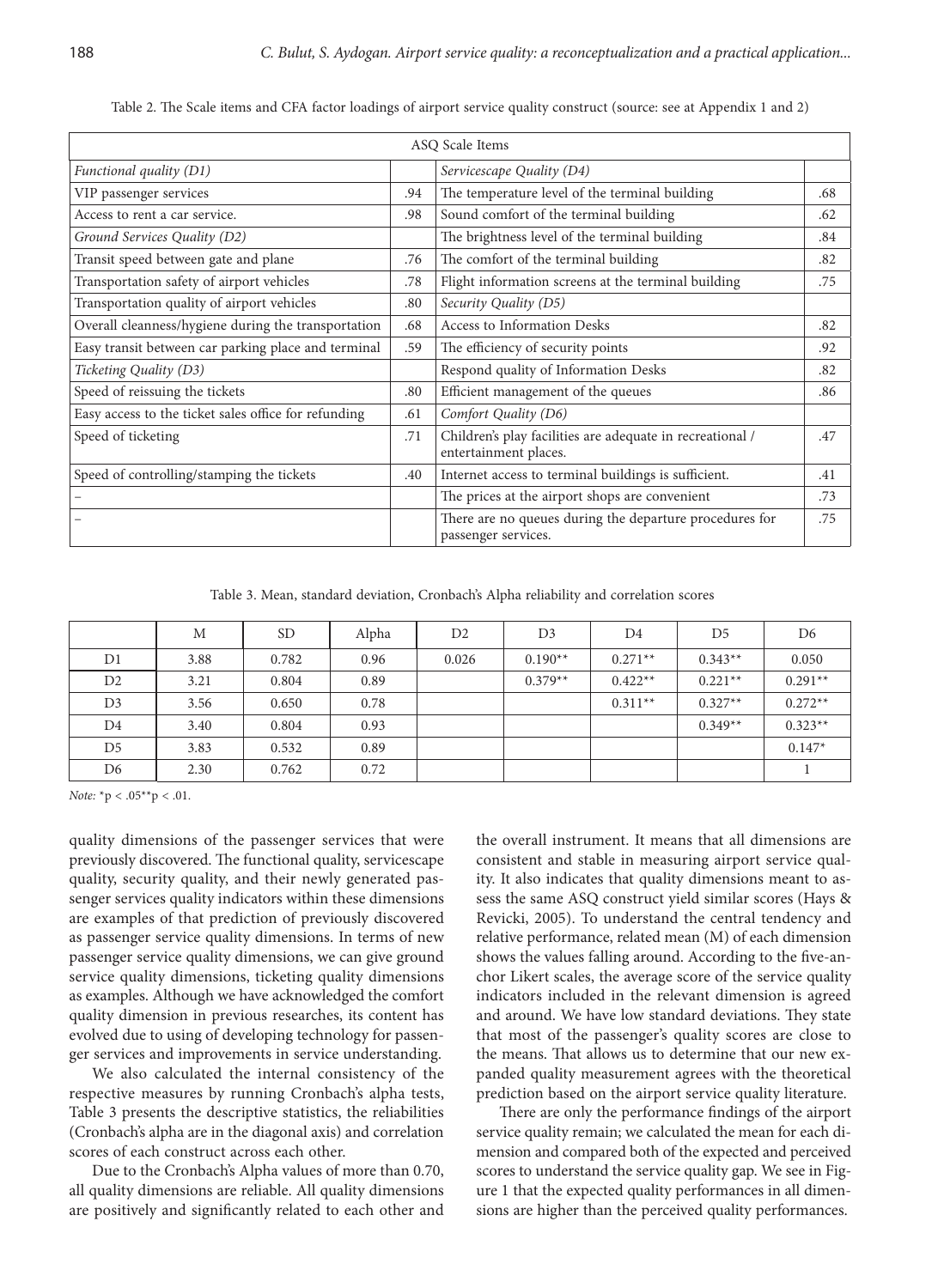Table 2. The Scale items and CFA factor loadings of airport service quality construct (source: see at Appendix 1 and 2)

| ASQ Scale Items | | | |
|---|---|---|---|
| *Functional quality (D1)* | | *Servicescape Quality (D4)* | |
| VIP passenger services | .94 | The temperature level of the terminal building | .68 |
| Access to rent a car service. | .98 | Sound comfort of the terminal building | .62 |
| *Ground Services Quality (D2)* | | The brightness level of the terminal building | .84 |
| Transit speed between gate and plane | .76 | The comfort of the terminal building | .82 |
| Transportation safety of airport vehicles | .78 | Flight information screens at the terminal building | .75 |
| Transportation quality of airport vehicles | .80 | *Security Quality (D5)* | |
| Overall cleanness/hygiene during the transportation | .68 | Access to Information Desks | .82 |
| Easy transit between car parking place and terminal | .59 | The efficiency of security points | .92 |
| *Ticketing Quality (D3)* | | Respond quality of Information Desks | .82 |
| Speed of reissuing the tickets | .80 | Efficient management of the queues | .86 |
| Easy access to the ticket sales office for refunding | .61 | *Comfort Quality (D6)* | |
| Speed of ticketing | .71 | Children's play facilities are adequate in recreational / entertainment places. | .47 |
| Speed of controlling/stamping the tickets | .40 | Internet access to terminal buildings is sufficient. | .41 |
| – | | The prices at the airport shops are convenient | .73 |
| – | | There are no queues during the departure procedures for passenger services. | .75 |

Table 3. Mean, standard deviation, Cronbach's Alpha reliability and correlation scores

| | M | SD | Alpha | D2 | D3 | D4 | D5 | D6 |
|---|---|---|---|---|---|---|---|---|
| D1 | 3.88 | 0.782 | 0.96 | 0.026 | 0.190** | 0.271** | 0.343** | 0.050 |
| D2 | 3.21 | 0.804 | 0.89 | | 0.379** | 0.422** | 0.221** | 0.291** |
| D3 | 3.56 | 0.650 | 0.78 | | | 0.311** | 0.327** | 0.272** |
| D4 | 3.40 | 0.804 | 0.93 | | | | 0.349** | 0.323** |
| D5 | 3.83 | 0.532 | 0.89 | | | | | 0.147* |
| D6 | 2.30 | 0.762 | 0.72 | | | | | 1 |

*Note:* *p < .05**p < .01.

quality dimensions of the passenger services that were previously discovered. The functional quality, servicescape quality, security quality, and their newly generated passenger services quality indicators within these dimensions are examples of that prediction of previously discovered as passenger service quality dimensions. In terms of new passenger service quality dimensions, we can give ground service quality dimensions, ticketing quality dimensions as examples. Although we have acknowledged the comfort quality dimension in previous researches, its content has evolved due to using of developing technology for passenger services and improvements in service understanding.

We also calculated the internal consistency of the respective measures by running Cronbach's alpha tests, Table 3 presents the descriptive statistics, the reliabilities (Cronbach's alpha are in the diagonal axis) and correlation scores of each construct across each other.

Due to the Cronbach's Alpha values of more than 0.70, all quality dimensions are reliable. All quality dimensions are positively and significantly related to each other and the overall instrument. It means that all dimensions are consistent and stable in measuring airport service quality. It also indicates that quality dimensions meant to assess the same ASQ construct yield similar scores (Hays & Revicki, 2005). To understand the central tendency and relative performance, related mean (M) of each dimension shows the values falling around. According to the five-anchor Likert scales, the average score of the service quality indicators included in the relevant dimension is agreed and around. We have low standard deviations. They state that most of the passenger's quality scores are close to the means. That allows us to determine that our new expanded quality measurement agrees with the theoretical prediction based on the airport service quality literature.

There are only the performance findings of the airport service quality remain; we calculated the mean for each dimension and compared both of the expected and perceived scores to understand the service quality gap. We see in Figure 1 that the expected quality performances in all dimensions are higher than the perceived quality performances.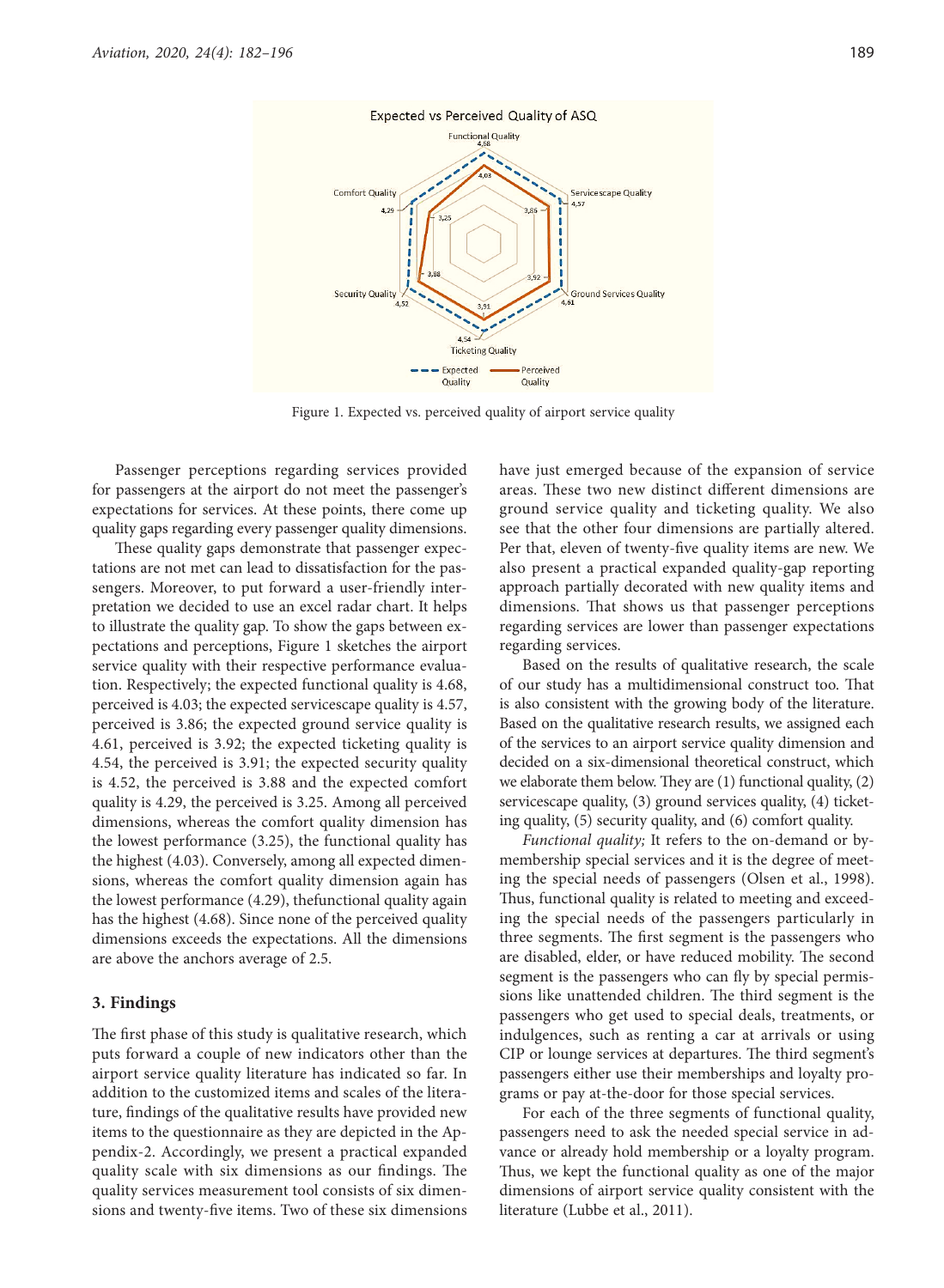Figure 1. Expected vs. perceived quality of airport service quality

Passenger perceptions regarding services provided for passengers at the airport do not meet the passenger's expectations for services. At these points, there come up quality gaps regarding every passenger quality dimensions.

These quality gaps demonstrate that passenger expectations are not met can lead to dissatisfaction for the passengers. Moreover, to put forward a user-friendly interpretation we decided to use an excel radar chart. It helps to illustrate the quality gap. To show the gaps between expectations and perceptions, Figure 1 sketches the airport service quality with their respective performance evaluation. Respectively; the expected functional quality is 4.68, perceived is 4.03; the expected servicescape quality is 4.57, perceived is 3.86; the expected ground service quality is 4.61, perceived is 3.92; the expected ticketing quality is 4.54, the perceived is 3.91; the expected security quality is 4.52, the perceived is 3.88 and the expected comfort quality is 4.29, the perceived is 3.25. Among all perceived dimensions, whereas the comfort quality dimension has the lowest performance (3.25), the functional quality has the highest (4.03). Conversely, among all expected dimensions, whereas the comfort quality dimension again has the lowest performance (4.29), thefunctional quality again has the highest (4.68). Since none of the perceived quality dimensions exceeds the expectations. All the dimensions are above the anchors average of 2.5.

## 3. Findings

The first phase of this study is qualitative research, which puts forward a couple of new indicators other than the airport service quality literature has indicated so far. In addition to the customized items and scales of the literature, findings of the qualitative results have provided new items to the questionnaire as they are depicted in the Appendix-2. Accordingly, we present a practical expanded quality scale with six dimensions as our findings. The quality services measurement tool consists of six dimensions and twenty-five items. Two of these six dimensions have just emerged because of the expansion of service areas. These two new distinct different dimensions are ground service quality and ticketing quality. We also see that the other four dimensions are partially altered. Per that, eleven of twenty-five quality items are new. We also present a practical expanded quality-gap reporting approach partially decorated with new quality items and dimensions. That shows us that passenger perceptions regarding services are lower than passenger expectations regarding services.

Based on the results of qualitative research, the scale of our study has a multidimensional construct too. That is also consistent with the growing body of the literature. Based on the qualitative research results, we assigned each of the services to an airport service quality dimension and decided on a six-dimensional theoretical construct, which we elaborate them below. They are (1) functional quality, (2) servicescape quality, (3) ground services quality, (4) ticketing quality, (5) security quality, and (6) comfort quality.

*Functional quality;* It refers to the on-demand or by-membership special services and it is the degree of meeting the special needs of passengers (Olsen et al., 1998). Thus, functional quality is related to meeting and exceeding the special needs of the passengers particularly in three segments. The first segment is the passengers who are disabled, elder, or have reduced mobility. The second segment is the passengers who can fly by special permissions like unattended children. The third segment is the passengers who get used to special deals, treatments, or indulgences, such as renting a car at arrivals or using CIP or lounge services at departures. The third segment's passengers either use their memberships and loyalty programs or pay at-the-door for those special services.

For each of the three segments of functional quality, passengers need to ask the needed special service in advance or already hold membership or a loyalty program. Thus, we kept the functional quality as one of the major dimensions of airport service quality consistent with the literature (Lubbe et al., 2011).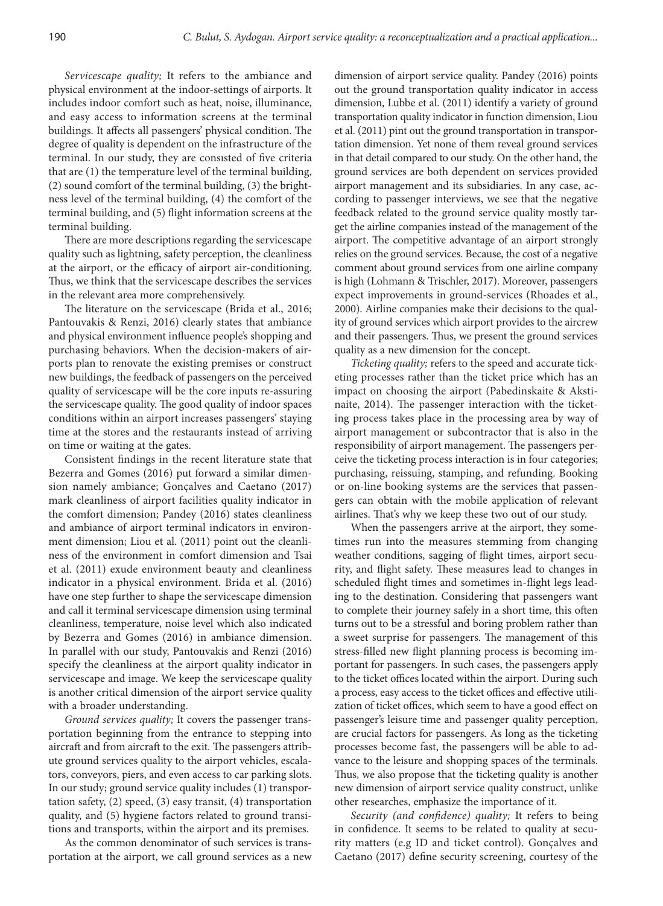*Servicescape quality;* It refers to the ambiance and physical environment at the indoor-settings of airports. It includes indoor comfort such as heat, noise, illuminance, and easy access to information screens at the terminal buildings. It affects all passengers' physical condition. The degree of quality is dependent on the infrastructure of the terminal. In our study, they are consisted of five criteria that are (1) the temperature level of the terminal building, (2) sound comfort of the terminal building, (3) the brightness level of the terminal building, (4) the comfort of the terminal building, and (5) flight information screens at the terminal building.

There are more descriptions regarding the servicescape quality such as lightning, safety perception, the cleanliness at the airport, or the efficacy of airport air-conditioning. Thus, we think that the servicescape describes the services in the relevant area more comprehensively.

The literature on the servicescape (Brida et al., 2016; Pantouvakis & Renzi, 2016) clearly states that ambiance and physical environment influence people's shopping and purchasing behaviors. When the decision-makers of airports plan to renovate the existing premises or construct new buildings, the feedback of passengers on the perceived quality of servicescape will be the core inputs re-assuring the servicescape quality. The good quality of indoor spaces conditions within an airport increases passengers' staying time at the stores and the restaurants instead of arriving on time or waiting at the gates.

Consistent findings in the recent literature state that Bezerra and Gomes (2016) put forward a similar dimension namely ambiance; Gonçalves and Caetano (2017) mark cleanliness of airport facilities quality indicator in the comfort dimension; Pandey (2016) states cleanliness and ambiance of airport terminal indicators in environment dimension; Liou et al. (2011) point out the cleanliness of the environment in comfort dimension and Tsai et al. (2011) exude environment beauty and cleanliness indicator in a physical environment. Brida et al. (2016) have one step further to shape the servicescape dimension and call it terminal servicescape dimension using terminal cleanliness, temperature, noise level which also indicated by Bezerra and Gomes (2016) in ambiance dimension. In parallel with our study, Pantouvakis and Renzi (2016) specify the cleanliness at the airport quality indicator in servicescape and image. We keep the servicescape quality is another critical dimension of the airport service quality with a broader understanding.

*Ground services quality;* It covers the passenger transportation beginning from the entrance to stepping into aircraft and from aircraft to the exit. The passengers attribute ground services quality to the airport vehicles, escalators, conveyors, piers, and even access to car parking slots. In our study; ground service quality includes (1) transportation safety, (2) speed, (3) easy transit, (4) transportation quality, and (5) hygiene factors related to ground transitions and transports, within the airport and its premises.

As the common denominator of such services is transportation at the airport, we call ground services as a new dimension of airport service quality. Pandey (2016) points out the ground transportation quality indicator in access dimension, Lubbe et al. (2011) identify a variety of ground transportation quality indicator in function dimension, Liou et al. (2011) pint out the ground transportation in transportation dimension. Yet none of them reveal ground services in that detail compared to our study. On the other hand, the ground services are both dependent on services provided airport management and its subsidiaries. In any case, according to passenger interviews, we see that the negative feedback related to the ground service quality mostly target the airline companies instead of the management of the airport. The competitive advantage of an airport strongly relies on the ground services. Because, the cost of a negative comment about ground services from one airline company is high (Lohmann & Trischler, 2017). Moreover, passengers expect improvements in ground-services (Rhoades et al., 2000). Airline companies make their decisions to the quality of ground services which airport provides to the aircrew and their passengers. Thus, we present the ground services quality as a new dimension for the concept.

*Ticketing quality;* refers to the speed and accurate ticketing processes rather than the ticket price which has an impact on choosing the airport (Pabedinskaite & Akstinaite, 2014). The passenger interaction with the ticketing process takes place in the processing area by way of airport management or subcontractor that is also in the responsibility of airport management. The passengers perceive the ticketing process interaction is in four categories; purchasing, reissuing, stamping, and refunding. Booking or on-line booking systems are the services that passengers can obtain with the mobile application of relevant airlines. That's why we keep these two out of our study.

When the passengers arrive at the airport, they sometimes run into the measures stemming from changing weather conditions, sagging of flight times, airport security, and flight safety. These measures lead to changes in scheduled flight times and sometimes in-flight legs leading to the destination. Considering that passengers want to complete their journey safely in a short time, this often turns out to be a stressful and boring problem rather than a sweet surprise for passengers. The management of this stress-filled new flight planning process is becoming important for passengers. In such cases, the passengers apply to the ticket offices located within the airport. During such a process, easy access to the ticket offices and effective utilization of ticket offices, which seem to have a good effect on passenger's leisure time and passenger quality perception, are crucial factors for passengers. As long as the ticketing processes become fast, the passengers will be able to advance to the leisure and shopping spaces of the terminals. Thus, we also propose that the ticketing quality is another new dimension of airport service quality construct, unlike other researches, emphasize the importance of it.

*Security (and confidence) quality;* It refers to being in confidence. It seems to be related to quality at security matters (e.g ID and ticket control). Gonçalves and Caetano (2017) define security screening, courtesy of the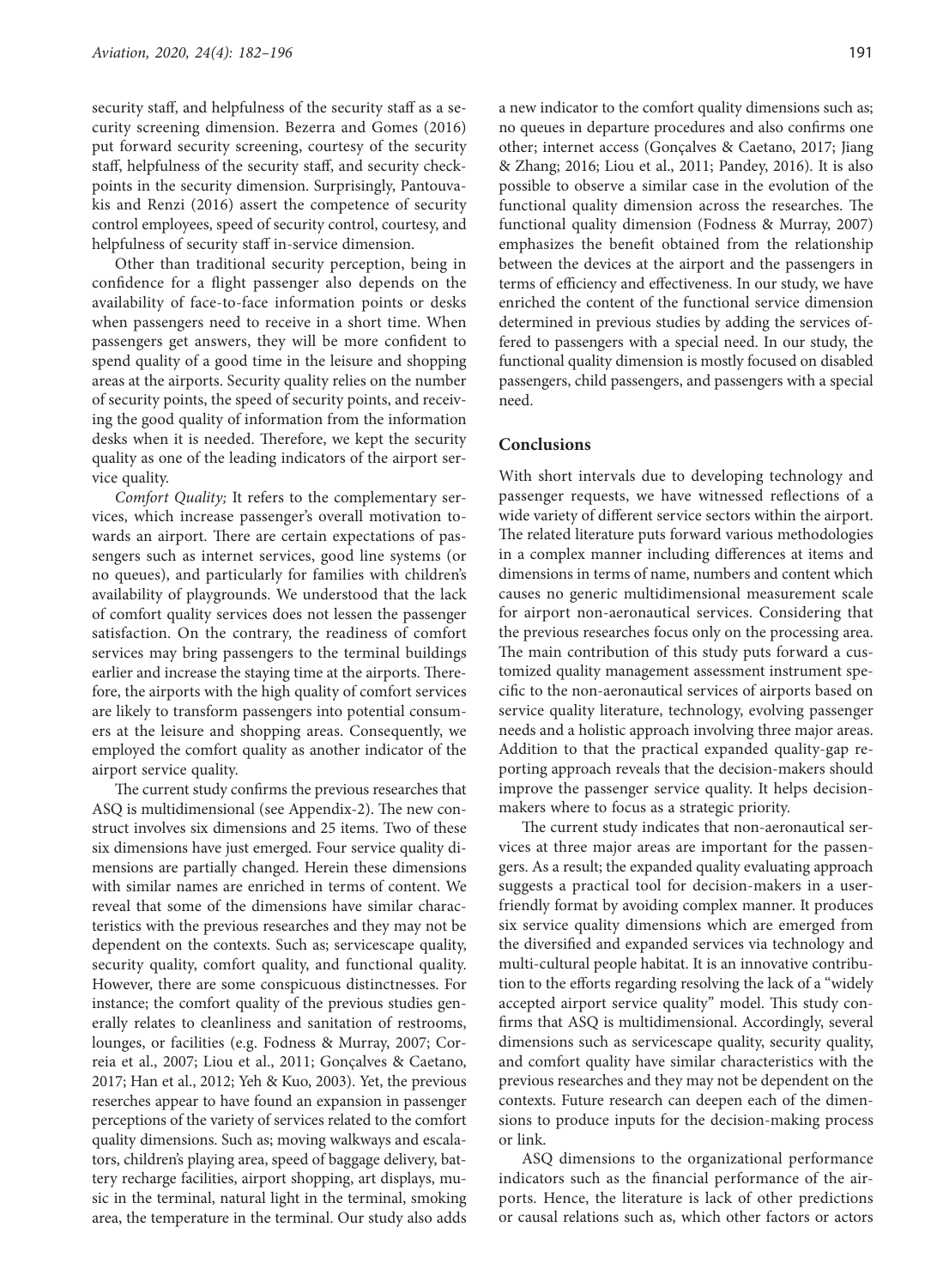security staff, and helpfulness of the security staff as a security screening dimension. Bezerra and Gomes (2016) put forward security screening, courtesy of the security staff, helpfulness of the security staff, and security checkpoints in the security dimension. Surprisingly, Pantouvakis and Renzi (2016) assert the competence of security control employees, speed of security control, courtesy, and helpfulness of security staff in-service dimension.

Other than traditional security perception, being in confidence for a flight passenger also depends on the availability of face-to-face information points or desks when passengers need to receive in a short time. When passengers get answers, they will be more confident to spend quality of a good time in the leisure and shopping areas at the airports. Security quality relies on the number of security points, the speed of security points, and receiving the good quality of information from the information desks when it is needed. Therefore, we kept the security quality as one of the leading indicators of the airport service quality.

*Comfort Quality;* It refers to the complementary services, which increase passenger's overall motivation towards an airport. There are certain expectations of passengers such as internet services, good line systems (or no queues), and particularly for families with children's availability of playgrounds. We understood that the lack of comfort quality services does not lessen the passenger satisfaction. On the contrary, the readiness of comfort services may bring passengers to the terminal buildings earlier and increase the staying time at the airports. Therefore, the airports with the high quality of comfort services are likely to transform passengers into potential consumers at the leisure and shopping areas. Consequently, we employed the comfort quality as another indicator of the airport service quality.

The current study confirms the previous researches that ASQ is multidimensional (see Appendix-2). The new construct involves six dimensions and 25 items. Two of these six dimensions have just emerged. Four service quality dimensions are partially changed. Herein these dimensions with similar names are enriched in terms of content. We reveal that some of the dimensions have similar characteristics with the previous researches and they may not be dependent on the contexts. Such as; servicescape quality, security quality, comfort quality, and functional quality. However, there are some conspicuous distinctnesses. For instance; the comfort quality of the previous studies generally relates to cleanliness and sanitation of restrooms, lounges, or facilities (e.g. Fodness & Murray, 2007; Correia et al., 2007; Liou et al., 2011; Gonçalves & Caetano, 2017; Han et al., 2012; Yeh & Kuo, 2003). Yet, the previous reserches appear to have found an expansion in passenger perceptions of the variety of services related to the comfort quality dimensions. Such as; moving walkways and escalators, children's playing area, speed of baggage delivery, battery recharge facilities, airport shopping, art displays, music in the terminal, natural light in the terminal, smoking area, the temperature in the terminal. Our study also adds a new indicator to the comfort quality dimensions such as; no queues in departure procedures and also confirms one other; internet access (Gonçalves & Caetano, 2017; Jiang & Zhang; 2016; Liou et al., 2011; Pandey, 2016). It is also possible to observe a similar case in the evolution of the functional quality dimension across the researches. The functional quality dimension (Fodness & Murray, 2007) emphasizes the benefit obtained from the relationship between the devices at the airport and the passengers in terms of efficiency and effectiveness. In our study, we have enriched the content of the functional service dimension determined in previous studies by adding the services offered to passengers with a special need. In our study, the functional quality dimension is mostly focused on disabled passengers, child passengers, and passengers with a special need.

## Conclusions

With short intervals due to developing technology and passenger requests, we have witnessed reflections of a wide variety of different service sectors within the airport. The related literature puts forward various methodologies in a complex manner including differences at items and dimensions in terms of name, numbers and content which causes no generic multidimensional measurement scale for airport non-aeronautical services. Considering that the previous researches focus only on the processing area. The main contribution of this study puts forward a customized quality management assessment instrument specific to the non-aeronautical services of airports based on service quality literature, technology, evolving passenger needs and a holistic approach involving three major areas. Addition to that the practical expanded quality-gap reporting approach reveals that the decision-makers should improve the passenger service quality. It helps decision-makers where to focus as a strategic priority.

The current study indicates that non-aeronautical services at three major areas are important for the passengers. As a result; the expanded quality evaluating approach suggests a practical tool for decision-makers in a user-friendly format by avoiding complex manner. It produces six service quality dimensions which are emerged from the diversified and expanded services via technology and multi-cultural people habitat. It is an innovative contribution to the efforts regarding resolving the lack of a "widely accepted airport service quality" model. This study confirms that ASQ is multidimensional. Accordingly, several dimensions such as servicescape quality, security quality, and comfort quality have similar characteristics with the previous researches and they may not be dependent on the contexts. Future research can deepen each of the dimensions to produce inputs for the decision-making process or link.

ASQ dimensions to the organizational performance indicators such as the financial performance of the airports. Hence, the literature is lack of other predictions or causal relations such as, which other factors or actors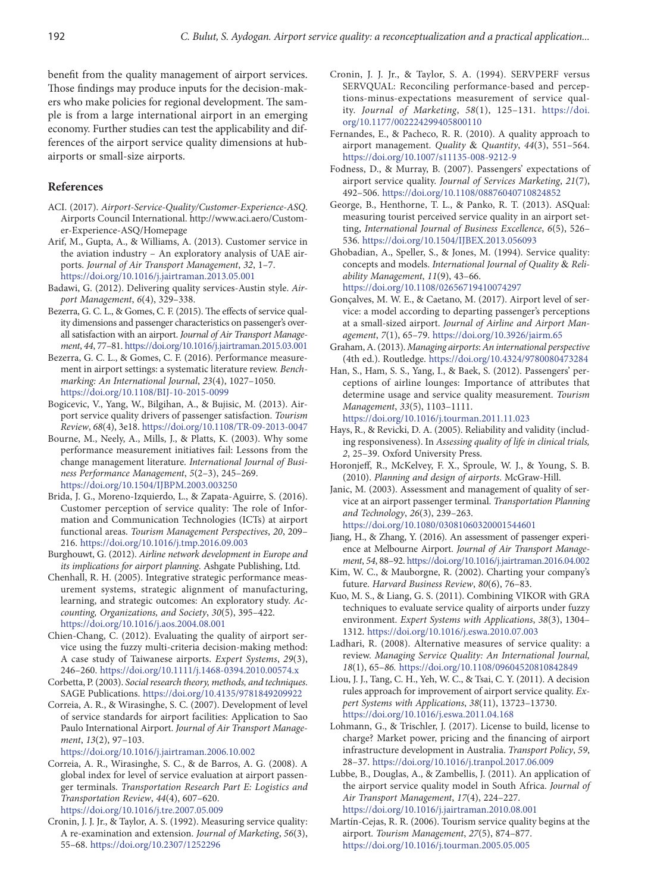benefit from the quality management of airport services. Those findings may produce inputs for the decision-makers who make policies for regional development. The sample is from a large international airport in an emerging economy. Further studies can test the applicability and differences of the airport service quality dimensions at hub-airports or small-size airports.

## References

ACI. (2017). *Airport-Service-Quality/Customer-Experience-ASQ*. Airports Council International. http://www.aci.aero/Customer-Experience-ASQ/Homepage

Arif, M., Gupta, A., & Williams, A. (2013). Customer service in the aviation industry – An exploratory analysis of UAE airports. *Journal of Air Transport Management*, *32*, 1–7. https://doi.org/10.1016/j.jairtraman.2013.05.001

Badawi, G. (2012). Delivering quality services-Austin style. *Airport Management*, *6*(4), 329–338.

Bezerra, G. C. L., & Gomes, C. F. (2015). The effects of service quality dimensions and passenger characteristics on passenger's overall satisfaction with an airport. *Journal of Air Transport Management*, *44*, 77–81. https://doi.org/10.1016/j.jairtraman.2015.03.001

Bezerra, G. C. L., & Gomes, C. F. (2016). Performance measurement in airport settings: a systematic literature review. *Benchmarking: An International Journal*, *23*(4), 1027–1050. https://doi.org/10.1108/BIJ-10-2015-0099

Bogicevic, V., Yang, W., Bilgihan, A., & Bujisic, M. (2013). Airport service quality drivers of passenger satisfaction. *Tourism Review*, *68*(4), 3e18. https://doi.org/10.1108/TR-09-2013-0047

Bourne, M., Neely, A., Mills, J., & Platts, K. (2003). Why some performance measurement initiatives fail: Lessons from the change management literature. *International Journal of Business Performance Management*, *5*(2–3), 245–269. https://doi.org/10.1504/IJBPM.2003.003250

Brida, J. G., Moreno-Izquierdo, L., & Zapata-Aguirre, S. (2016). Customer perception of service quality: The role of Information and Communication Technologies (ICTs) at airport functional areas. *Tourism Management Perspectives*, *20*, 209–216. https://doi.org/10.1016/j.tmp.2016.09.003

Burghouwt, G. (2012). *Airline network development in Europe and its implications for airport planning*. Ashgate Publishing, Ltd.

Chenhall, R. H. (2005). Integrative strategic performance measurement systems, strategic alignment of manufacturing, learning, and strategic outcomes: An exploratory study. *Accounting, Organizations, and Society*, *30*(5), 395–422. https://doi.org/10.1016/j.aos.2004.08.001

Chien-Chang, C. (2012). Evaluating the quality of airport service using the fuzzy multi-criteria decision-making method: A case study of Taiwanese airports. *Expert Systems*, *29*(3), 246–260. https://doi.org/10.1111/j.1468-0394.2010.00574.x

Corbetta, P. (2003). *Social research theory, methods, and techniques*. SAGE Publications. https://doi.org/10.4135/9781849209922

Correia, A. R., & Wirasinghe, S. C. (2007). Development of level of service standards for airport facilities: Application to Sao Paulo International Airport. *Journal of Air Transport Management*, *13*(2), 97–103. https://doi.org/10.1016/j.jairtraman.2006.10.002

Correia, A. R., Wirasinghe, S. C., & de Barros, A. G. (2008). A global index for level of service evaluation at airport passenger terminals. *Transportation Research Part E: Logistics and Transportation Review*, *44*(4), 607–620. https://doi.org/10.1016/j.tre.2007.05.009

Cronin, J. J. Jr., & Taylor, A. S. (1992). Measuring service quality: A re-examination and extension. *Journal of Marketing*, *56*(3), 55–68. https://doi.org/10.2307/1252296

Cronin, J. J. Jr., & Taylor, S. A. (1994). SERVPERF versus SERVQUAL: Reconciling performance-based and perceptions-minus-expectations measurement of service quality. *Journal of Marketing*, *58*(1), 125–131. https://doi.org/10.1177/002224299405800110

Fernandes, E., & Pacheco, R. R. (2010). A quality approach to airport management. *Quality & Quantity*, *44*(3), 551–564. https://doi.org/10.1007/s11135-008-9212-9

Fodness, D., & Murray, B. (2007). Passengers' expectations of airport service quality. *Journal of Services Marketing*, *21*(7), 492–506. https://doi.org/10.1108/08876040710824852

George, B., Henthorne, T. L., & Panko, R. T. (2013). ASQual: measuring tourist perceived service quality in an airport setting, *International Journal of Business Excellence*, *6*(5), 526–536. https://doi.org/10.1504/IJBEX.2013.056093

Ghobadian, A., Speller, S., & Jones, M. (1994). Service quality: concepts and models. *International Journal of Quality & Reliability Management*, *11*(9), 43–66. https://doi.org/10.1108/02656719410074297

Gonçalves, M. W. E., & Caetano, M. (2017). Airport level of service: a model according to departing passenger's perceptions at a small-sized airport. *Journal of Airline and Airport Management*, *7*(1), 65–79. https://doi.org/10.3926/jairm.65

Graham, A. (2013). *Managing airports: An international perspective* (4th ed.). Routledge. https://doi.org/10.4324/9780080473284

Han, S., Ham, S. S., Yang, I., & Baek, S. (2012). Passengers' perceptions of airline lounges: Importance of attributes that determine usage and service quality measurement. *Tourism Management*, *33*(5), 1103–1111. https://doi.org/10.1016/j.tourman.2011.11.023

Hays, R., & Revicki, D. A. (2005). Reliability and validity (including responsiveness). In *Assessing quality of life in clinical trials, 2*, 25–39. Oxford University Press.

Horonjeff, R., McKelvey, F. X., Sproule, W. J., & Young, S. B. (2010). *Planning and design of airports*. McGraw-Hill.

Janic, M. (2003). Assessment and management of quality of service at an airport passenger terminal. *Transportation Planning and Technology*, *26*(3), 239–263. https://doi.org/10.1080/03081060320001544601

Jiang, H., & Zhang, Y. (2016). An assessment of passenger experience at Melbourne Airport. *Journal of Air Transport Management*, *54*, 88–92. https://doi.org/10.1016/j.jairtraman.2016.04.002

Kim, W. C., & Mauborgne, R. (2002). Charting your company's future. *Harvard Business Review*, *80*(6), 76–83.

Kuo, M. S., & Liang, G. S. (2011). Combining VIKOR with GRA techniques to evaluate service quality of airports under fuzzy environment. *Expert Systems with Applications*, *38*(3), 1304–1312. https://doi.org/10.1016/j.eswa.2010.07.003

Ladhari, R. (2008). Alternative measures of service quality: a review. *Managing Service Quality: An International Journal, 18*(1), 65–*86.* https://doi.org/10.1108/09604520810842849

Liou, J. J., Tang, C. H., Yeh, W. C., & Tsai, C. Y. (2011). A decision rules approach for improvement of airport service quality. *Expert Systems with Applications*, *38*(11), 13723–13730. https://doi.org/10.1016/j.eswa.2011.04.168

Lohmann, G., & Trischler, J. (2017). License to build, license to charge? Market power, pricing and the financing of airport infrastructure development in Australia. *Transport Policy*, *59*, 28–37. https://doi.org/10.1016/j.tranpol.2017.06.009

Lubbe, B., Douglas, A., & Zambellis, J. (2011). An application of the airport service quality model in South Africa. *Journal of Air Transport Management*, *17*(4), 224–227. https://doi.org/10.1016/j.jairtraman.2010.08.001

Martín-Cejas, R. R. (2006). Tourism service quality begins at the airport. *Tourism Management*, *27*(5), 874–877. https://doi.org/10.1016/j.tourman.2005.05.005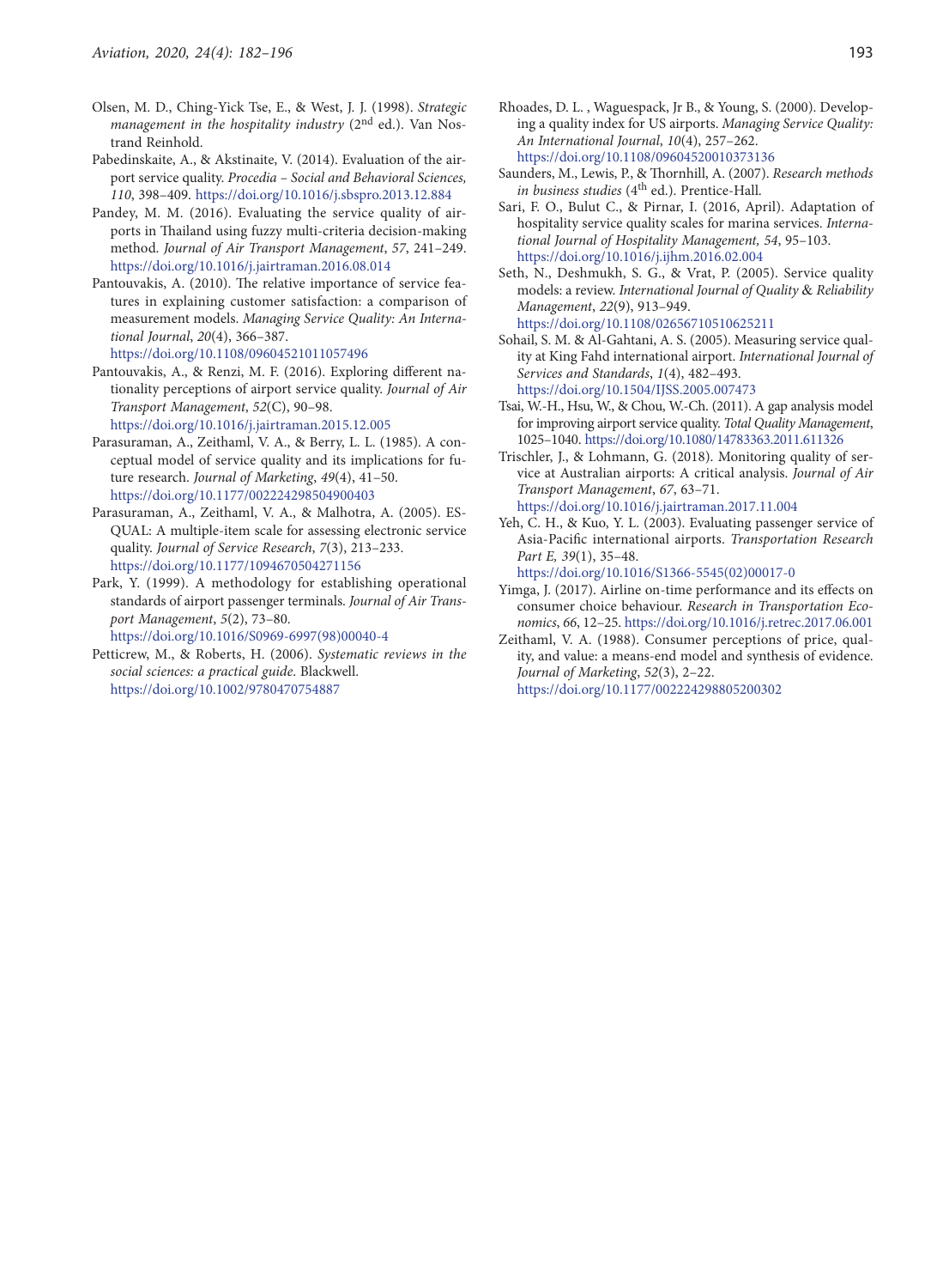Olsen, M. D., Ching-Yick Tse, E., & West, J. J. (1998). *Strategic management in the hospitality industry* (2nd ed.). Van Nostrand Reinhold.

Pabedinskaite, A., & Akstinaite, V. (2014). Evaluation of the airport service quality. *Procedia – Social and Behavioral Sciences, 110*, 398–409. https://doi.org/10.1016/j.sbspro.2013.12.884

Pandey, M. M. (2016). Evaluating the service quality of airports in Thailand using fuzzy multi-criteria decision-making method. *Journal of Air Transport Management*, *57*, 241–249. https://doi.org/10.1016/j.jairtraman.2016.08.014

Pantouvakis, A. (2010). The relative importance of service features in explaining customer satisfaction: a comparison of measurement models. *Managing Service Quality: An International Journal*, *20*(4), 366–387. https://doi.org/10.1108/09604521011057496

Pantouvakis, A., & Renzi, M. F. (2016). Exploring different nationality perceptions of airport service quality. *Journal of Air Transport Management*, *52*(C), 90–98. https://doi.org/10.1016/j.jairtraman.2015.12.005

Parasuraman, A., Zeithaml, V. A., & Berry, L. L. (1985). A conceptual model of service quality and its implications for future research. *Journal of Marketing*, *49*(4), 41–50. https://doi.org/10.1177/002224298504900403

Parasuraman, A., Zeithaml, V. A., & Malhotra, A. (2005). ES-QUAL: A multiple-item scale for assessing electronic service quality. *Journal of Service Research*, *7*(3), 213–233. https://doi.org/10.1177/1094670504271156

Park, Y. (1999). A methodology for establishing operational standards of airport passenger terminals. *Journal of Air Transport Management*, *5*(2), 73–80. https://doi.org/10.1016/S0969-6997(98)00040-4

Petticrew, M., & Roberts, H. (2006). *Systematic reviews in the social sciences: a practical guide*. Blackwell. https://doi.org/10.1002/9780470754887

Rhoades, D. L. , Waguespack, Jr B., & Young, S. (2000). Developing a quality index for US airports. *Managing Service Quality: An International Journal*, *10*(4), 257–262. https://doi.org/10.1108/09604520010373136

Saunders, M., Lewis, P., & Thornhill, A. (2007). *Research methods in business studies* (4th ed.). Prentice-Hall.

Sari, F. O., Bulut C., & Pirnar, I. (2016, April). Adaptation of hospitality service quality scales for marina services. *International Journal of Hospitality Management, 54*, 95–103. https://doi.org/10.1016/j.ijhm.2016.02.004

Seth, N., Deshmukh, S. G., & Vrat, P. (2005). Service quality models: a review. *International Journal of Quality & Reliability Management*, *22*(9), 913–949. https://doi.org/10.1108/02656710510625211

Sohail, S. M. & Al-Gahtani, A. S. (2005). Measuring service quality at King Fahd international airport. *International Journal of Services and Standards*, *1*(4), 482–493. https://doi.org/10.1504/IJSS.2005.007473

Tsai, W.-H., Hsu, W., & Chou, W.-Ch. (2011). A gap analysis model for improving airport service quality. *Total Quality Management*, 1025–1040. https://doi.org/10.1080/14783363.2011.611326

Trischler, J., & Lohmann, G. (2018). Monitoring quality of service at Australian airports: A critical analysis. *Journal of Air Transport Management*, *67*, 63–71. https://doi.org/10.1016/j.jairtraman.2017.11.004

Yeh, C. H., & Kuo, Y. L. (2003). Evaluating passenger service of Asia-Pacific international airports. *Transportation Research Part E, 39*(1), 35–48. https://doi.org/10.1016/S1366-5545(02)00017-0

Yimga, J. (2017). Airline on-time performance and its effects on consumer choice behaviour. *Research in Transportation Economics*, *66*, 12–25. https://doi.org/10.1016/j.retrec.2017.06.001

Zeithaml, V. A. (1988). Consumer perceptions of price, quality, and value: a means-end model and synthesis of evidence. *Journal of Marketing*, *52*(3), 2–22. https://doi.org/10.1177/002224298805200302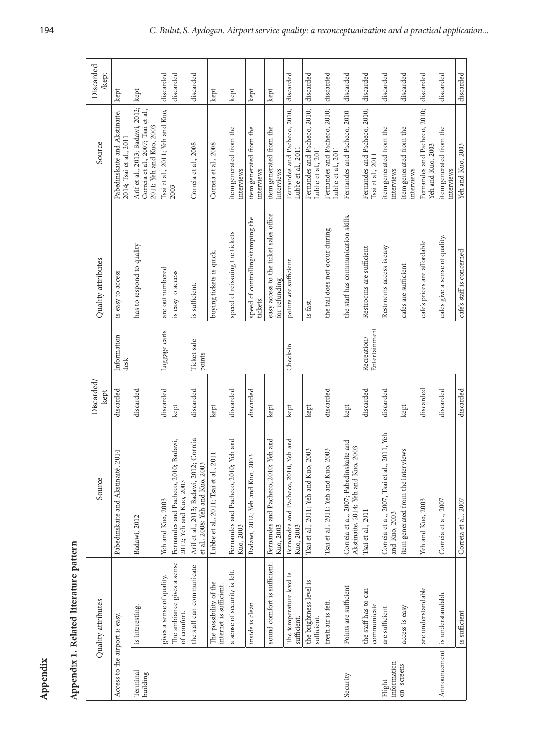# Appendix

## Appendix 1. Related literature pattern

| Quality attributes | | Source | Discarded/kept | Quality attributes | | Source | Discarded/kept |
|---|---|---|---|---|---|---|---|
| Access to the airport is easy. | | Pabedinskaite and Akstinaitė, 2014 | discarded | Information desk | is easy to access | Pabedinskaite and Akstinaite, 2014; Tsai et al., 2011 | kept |
| Terminal building | is interesting. | Badawi, 2012 | discarded | | has to respond to quality | Arif et al., 2013; Badawi, 2012; Correia et al., 2007; Tsai et al., 2011; Yeh and Kuo, 2003 | kept |
| | gives a sense of quality. | Yeh and Kuo, 2003 | discarded | Luggage carts | are outnumbered | Tsai et al., 2011; Yeh and Kuo, 2003 | discarded |
| | The ambiance gives a sense of comfort. | Fernandes and Pacheco, 2010; Badawi, 2012; Yeh and Kuo, 2003 | kept | | is easy to access | | discarded |
| | the staff can communicate | Arif et al., 2013; Badawi, 2012; Correia et al., 2008; Yeh and Kuo, 2003 | discarded | Ticket sale points | is sufficient. | Correia et al., 2008 | discarded |
| | The possibility of the internet is sufficient. | Lubbe et al., 2011; Tsai et al., 2011 | kept | | buying tickets is quick. | Correia et al., 2008 | kept |
| | a sense of security is felt. | Fernandes and Pacheco, 2010; Yeh and Kuo, 2003 | discarded | | speed of reissuing the tickets | item generated from the interviews | kept |
| | inside is clean. | Badawi, 2012; Yeh and Kuo, 2003 | discarded | | speed of controlling/stamping the tickets | item generated from the interviews | kept |
| | sound comfort is sufficient. | Fernandes and Pacheco, 2010; Yeh and Kuo, 2003 | kept | | easy access to the ticket sales office for refunding | item generated from the interviews | kept |
| | The temperature level is sufficient. | Fernandes and Pacheco, 2010; Yeh and Kuo, 2003 | kept | Check-in | points are sufficient. | Fernandes and Pacheco, 2010; Lubbe et al., 2011 | discarded |
| | the brightness level is sufficient. | Tsai et al., 2011; Yeh and Kuo, 2003 | kept | | is fast. | Fernandes and Pacheco, 2010; Lubbe et al., 2011 | discarded |
| | fresh air is felt. | Tsai et al., 2011; Yeh and Kuo, 2003 | discarded | | the tail does not occur during | Fernandes and Pacheco, 2010; Lubbe et al., 2011 | discarded |
| Security | Points are sufficient | Correia et al., 2007; Pabedinskaite and Akstinaite, 2014; Yeh and Kuo, 2003 | kept | | the staff has communication skills. | Fernandes and Pacheco, 2010 | discarded |
| | the staff has to can communicate | Tsai et al., 2011 | discarded | Recreation/ Entertainment | Restrooms are sufficient | Fernandes and Pacheco, 2010; Tsai et al., 2011 | discarded |
| Flight information on screens | are sufficient | Correia et al., 2007, Tsai et al., 2011, Yeh and Kuo, 2003 | discarded | | Restrooms access is easy | item generated from the interviews | discarded |
| | access is easy | item generated from the interviews | kept | | cafes are sufficient | item generated from the interviews | discarded |
| | are understandable | Yeh and Kuo, 2003 | discarded | | café's prices are affordable | Fernandes and Pacheco, 2010; Yeh and Kuo, 2003 | discarded |
| Announcement | is understandable | Correia et al., 2007 | discarded | | cafes give a sense of quality. | item generated from the interviews | discarded |
| | is sufficient | Correia et al., 2007 | discarded | | café's staff is concerned | Yeh and Kuo, 2003 | discarded |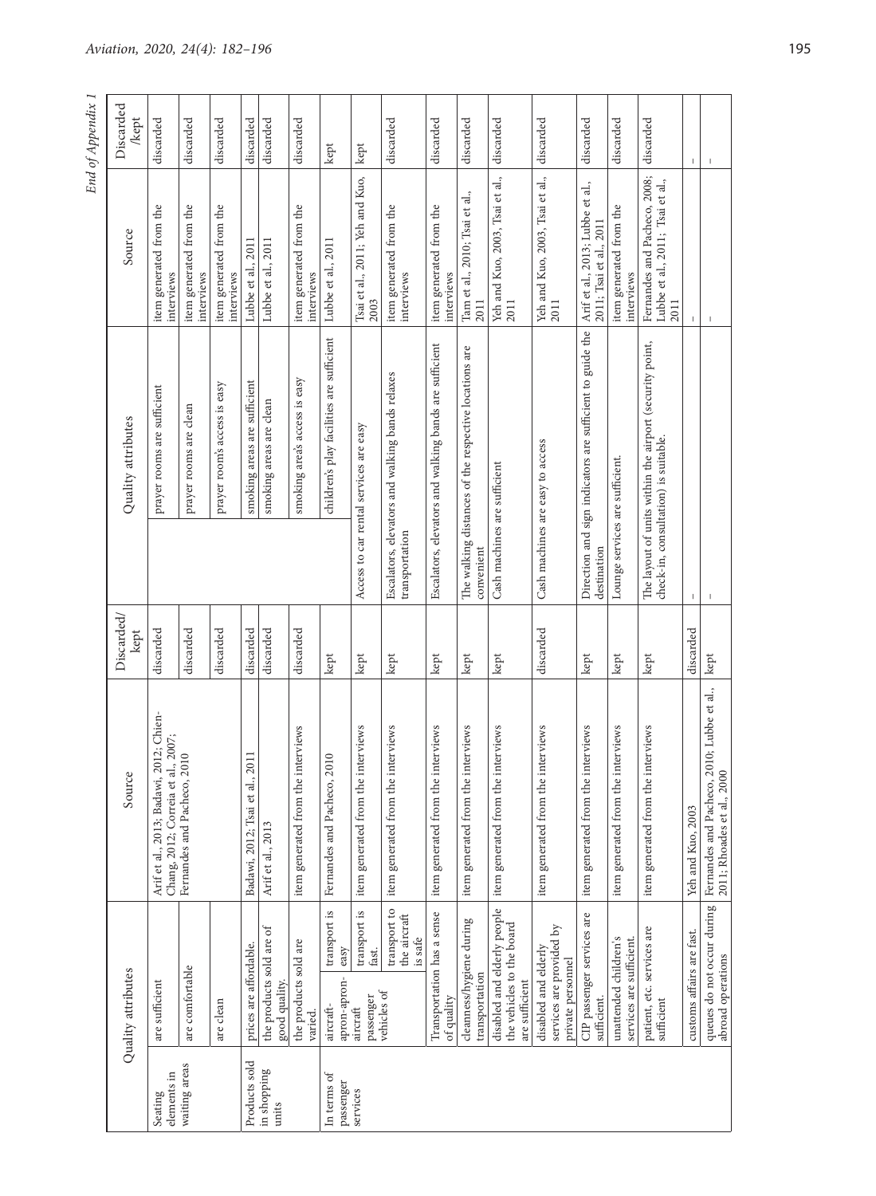*End of Appendix 1*

| Quality attributes | | Source | Discarded/ kept | Quality attributes | Source | Discarded /kept |
|---|---|---|---|---|---|---|
| Seating elements in waiting areas | are sufficient | Arif et al., 2013; Badawi, 2012; Chien-Chang, 2012; Correia et al., 2007; Fernandes and Pacheco, 2010 | discarded | prayer rooms are sufficient | item generated from the interviews | discarded |
| | are comfortable | | discarded | prayer rooms are clean | item generated from the interviews | discarded |
| | are clean | | discarded | prayer room's access is easy | item generated from the interviews | discarded |
| Products sold in shopping units | prices are affordable. | Badawi, 2012; Tsai et al., 2011 | discarded | smoking areas are sufficient | Lubbe et al., 2011 | discarded |
| | the products sold are of good quality. | Arif et al., 2013 | discarded | smoking areas are clean | Lubbe et al., 2011 | discarded |
| | the products sold are varied. | item generated from the interviews | discarded | smoking area's access is easy | item generated from the interviews | discarded |
| In terms of passenger services | aircraft-apron-aircraft passenger vehicles of transport is easy | Fernandes and Pacheco, 2010 | kept | children's play facilities are sufficient | Lubbe et al., 2011 | kept |
| | aircraft-apron-aircraft passenger vehicles of transport is fast. | item generated from the interviews | kept | Access to car rental services are easy | Tsai et al., 2011; Yeh and Kuo, 2003 | kept |
| | aircraft-apron-aircraft passenger vehicles of transport to the aircraft is safe | item generated from the interviews | kept | Escalators, elevators and walking bands relaxes transportation | item generated from the interviews | discarded |
| | Transportation has a sense of quality | item generated from the interviews | kept | Escalators, elevators and walking bands are sufficient | item generated from the interviews | discarded |
| | cleanness/hygiene during transportation | item generated from the interviews | kept | The walking distances of the respective locations are convenient | Tam et al., 2010; Tsai et al., 2011 | discarded |
| | disabled and elderly people the vehicles to the board are sufficient | item generated from the interviews | kept | Cash machines are sufficient | Yeh and Kuo, 2003, Tsai et al., 2011 | discarded |
| | disabled and elderly services are provided by private personnel | item generated from the interviews | discarded | Cash machines are easy to access | Yeh and Kuo, 2003, Tsai et al., 2011 | discarded |
| | CIP passenger services are sufficient. | item generated from the interviews | kept | Direction and sign indicators are sufficient to guide the destination | Arif et al., 2013; Lubbe et al., 2011; Tsai et al., 2011 | discarded |
| | unattended children's services are sufficient. | item generated from the interviews | kept | Lounge services are sufficient. | item generated from the interviews | discarded |
| | patient, etc. services are sufficient | item generated from the interviews | kept | The layout of units within the airport (security point, check-in, consultation) is suitable. | Fernandes and Pacheco, 2008; Lubbe et al., 2011; Tsai et al., 2011 | discarded |
| | customs affairs are fast. | Yeh and Kuo, 2003 | discarded | – | – | – |
| | queues do not occur during abroad operations | Fernandes and Pacheco, 2010; Lubbe et al., 2011; Rhoades et al., 2000 | kept | – | – | – |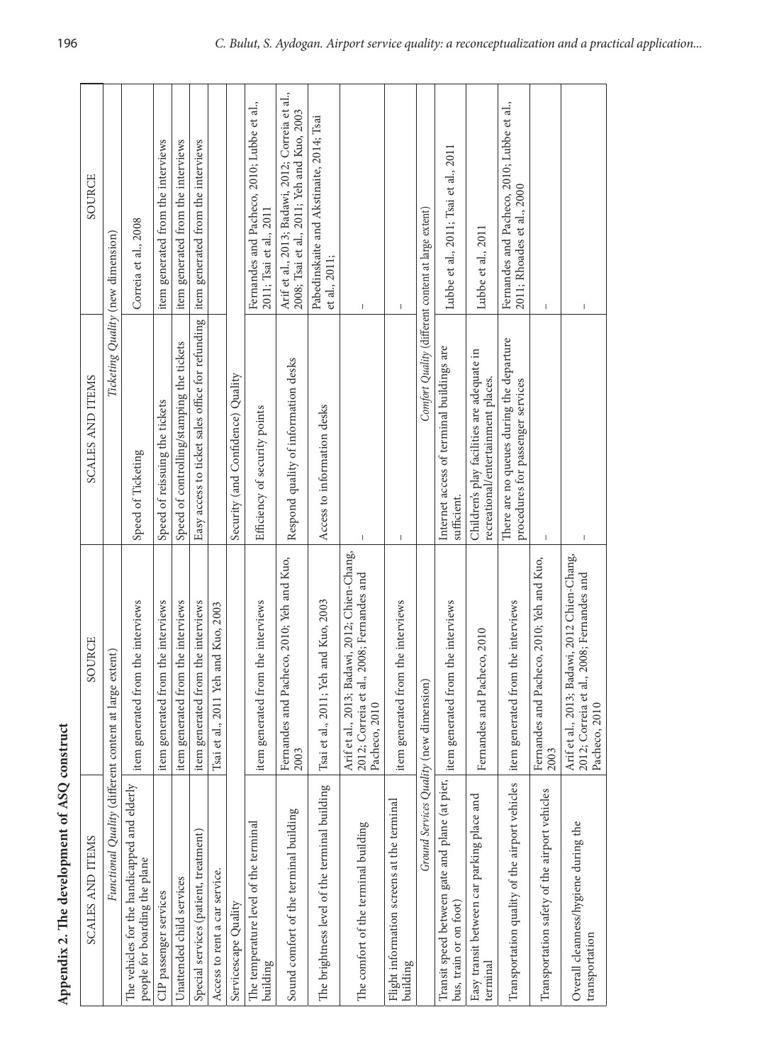**Appendix 2. The development of ASQ construct**

| SCALES AND ITEMS | SOURCE | SCALES AND ITEMS | SOURCE |
|---|---|---|---|
| *Functional Quality* (different content at large extent) | | *Ticketing Quality* (new dimension) | |
| The vehicles for the handicapped and elderly people for boarding the plane | item generated from the interviews | Speed of Ticketing | Correia et al., 2008 |
| CIP passenger services | item generated from the interviews | Speed of reissuing the tickets | item generated from the interviews |
| Unattended child services | item generated from the interviews | Speed of controlling/stamping the tickets | item generated from the interviews |
| Special services (patient, treatment) | item generated from the interviews | Easy access to ticket sales office for refunding | item generated from the interviews |
| Access to rent a car service. | Tsai et al., 2011 Yeh and Kuo, 2003 | | |
| Servicescape Quality | | Security (and Confidence) Quality | |
| The temperature level of the terminal building | item generated from the interviews | Efficiency of security points | Fernandes and Pacheco, 2010; Lubbe et al., 2011; Tsai et al., 2011 |
| Sound comfort of the terminal building | Fernandes and Pacheco, 2010; Yeh and Kuo, 2003 | Respond quality of information desks | Arif et al., 2013; Badawi, 2012; Correia et al., 2008; Tsai et al., 2011; Yeh and Kuo, 2003 |
| The brightness level of the terminal building | Tsai et al., 2011; Yeh and Kuo, 2003 | Access to information desks | Pabedinskaite and Akstinaite, 2014; Tsai et al., 2011; |
| The comfort of the terminal building | Arif et al., 2013; Badawi, 2012; Chien-Chang, 2012; Correia et al., 2008; Fernandes and Pacheco, 2010 | – | – |
| Flight information screens at the terminal building | item generated from the interviews | – | – |
| *Ground Services Quality* (new dimension) | | *Comfort Quality* (different content at large extent) | |
| Transit speed between gate and plane (at pier, bus, train or on foot) | item generated from the interviews | Internet access of terminal buildings are sufficient. | Lubbe et al., 2011; Tsai et al., 2011 |
| Easy transit between car parking place and terminal | Fernandes and Pacheco, 2010 | Children's play facilities are adequate in recreational/entertainment places. | Lubbe et al., 2011 |
| Transportation quality of the airport vehicles | item generated from the interviews | There are no queues during the departure procedures for passenger services | Fernandes and Pacheco, 2010; Lubbe et al., 2011; Rhoades et al., 2000 |
| Transportation safety of the airport vehicles | Fernandes and Pacheco, 2010; Yeh and Kuo, 2003 | – | – |
| Overall cleanness/hygiene during the transportation | Arif et al., 2013; Badawi, 2012 Chien-Chang, 2012; Correia et al., 2008; Fernandes and Pacheco, 2010 | – | – |